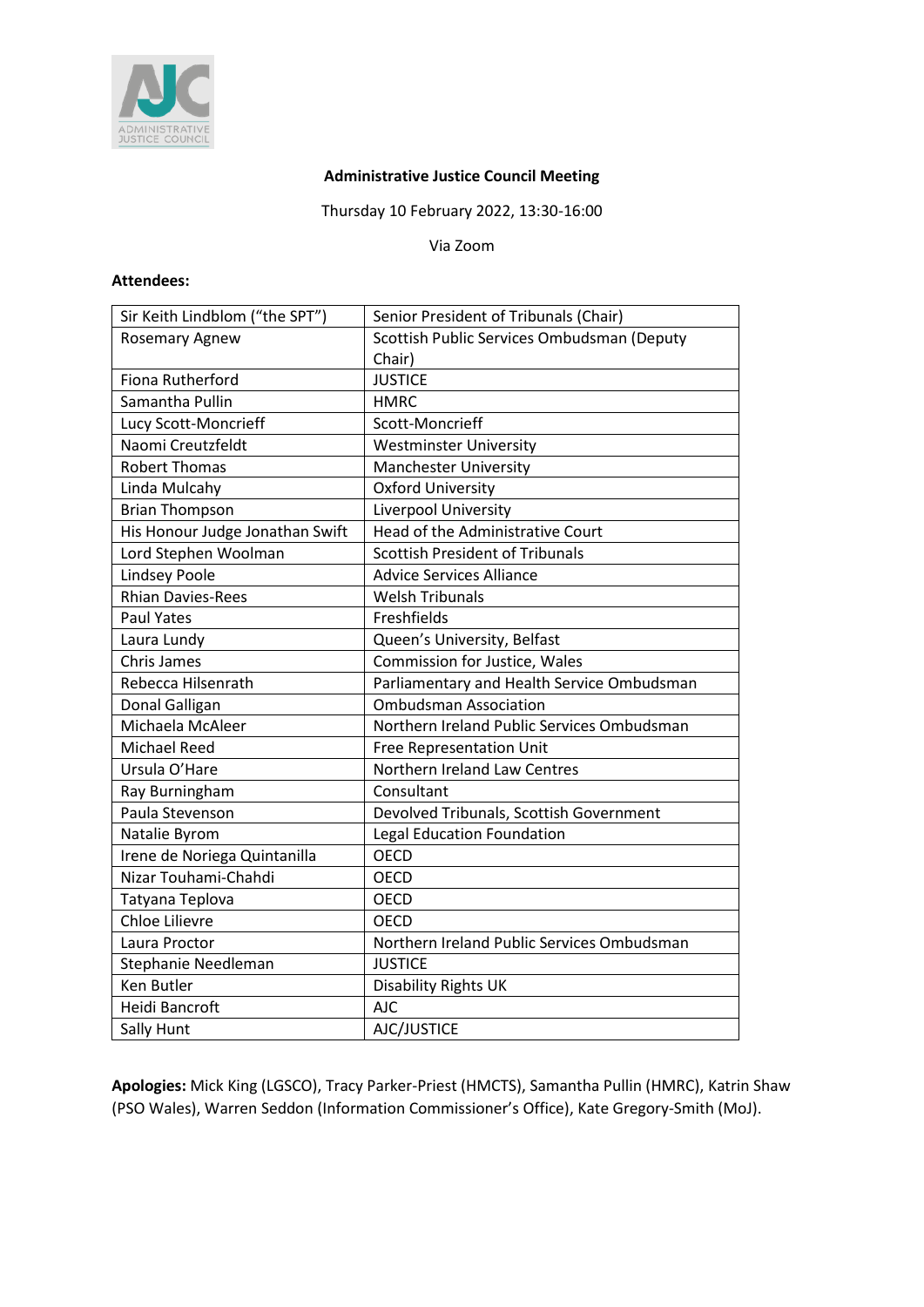**Administrative Justice Council Meeting**

Thursday 10 February 2022, 13:30-16:00

Via Zoom

**Attendees:**

| | |
|---|---|
| Sir Keith Lindblom ("the SPT") | Senior President of Tribunals (Chair) |
| Rosemary Agnew | Scottish Public Services Ombudsman (Deputy Chair) |
| Fiona Rutherford | JUSTICE |
| Samantha Pullin | HMRC |
| Lucy Scott-Moncrieff | Scott-Moncrieff |
| Naomi Creutzfeldt | Westminster University |
| Robert Thomas | Manchester University |
| Linda Mulcahy | Oxford University |
| Brian Thompson | Liverpool University |
| His Honour Judge Jonathan Swift | Head of the Administrative Court |
| Lord Stephen Woolman | Scottish President of Tribunals |
| Lindsey Poole | Advice Services Alliance |
| Rhian Davies-Rees | Welsh Tribunals |
| Paul Yates | Freshfields |
| Laura Lundy | Queen's University, Belfast |
| Chris James | Commission for Justice, Wales |
| Rebecca Hilsenrath | Parliamentary and Health Service Ombudsman |
| Donal Galligan | Ombudsman Association |
| Michaela McAleer | Northern Ireland Public Services Ombudsman |
| Michael Reed | Free Representation Unit |
| Ursula O'Hare | Northern Ireland Law Centres |
| Ray Burningham | Consultant |
| Paula Stevenson | Devolved Tribunals, Scottish Government |
| Natalie Byrom | Legal Education Foundation |
| Irene de Noriega Quintanilla | OECD |
| Nizar Touhami-Chahdi | OECD |
| Tatyana Teplova | OECD |
| Chloe Lilievre | OECD |
| Laura Proctor | Northern Ireland Public Services Ombudsman |
| Stephanie Needleman | JUSTICE |
| Ken Butler | Disability Rights UK |
| Heidi Bancroft | AJC |
| Sally Hunt | AJC/JUSTICE |

**Apologies:** Mick King (LGSCO), Tracy Parker-Priest (HMCTS), Samantha Pullin (HMRC), Katrin Shaw (PSO Wales), Warren Seddon (Information Commissioner's Office), Kate Gregory-Smith (MoJ).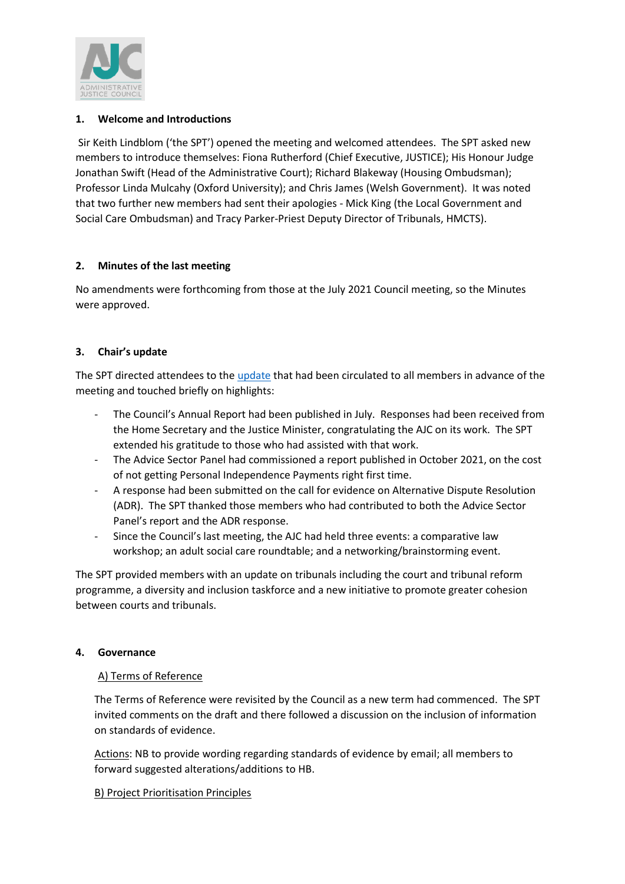## 1. Welcome and Introductions

Sir Keith Lindblom ('the SPT') opened the meeting and welcomed attendees. The SPT asked new members to introduce themselves: Fiona Rutherford (Chief Executive, JUSTICE); His Honour Judge Jonathan Swift (Head of the Administrative Court); Richard Blakeway (Housing Ombudsman); Professor Linda Mulcahy (Oxford University); and Chris James (Welsh Government). It was noted that two further new members had sent their apologies - Mick King (the Local Government and Social Care Ombudsman) and Tracy Parker-Priest Deputy Director of Tribunals, HMCTS).

## 2. Minutes of the last meeting

No amendments were forthcoming from those at the July 2021 Council meeting, so the Minutes were approved.

## 3. Chair's update

The SPT directed attendees to the update that had been circulated to all members in advance of the meeting and touched briefly on highlights:

- The Council's Annual Report had been published in July. Responses had been received from the Home Secretary and the Justice Minister, congratulating the AJC on its work. The SPT extended his gratitude to those who had assisted with that work.
- The Advice Sector Panel had commissioned a report published in October 2021, on the cost of not getting Personal Independence Payments right first time.
- A response had been submitted on the call for evidence on Alternative Dispute Resolution (ADR). The SPT thanked those members who had contributed to both the Advice Sector Panel's report and the ADR response.
- Since the Council's last meeting, the AJC had held three events: a comparative law workshop; an adult social care roundtable; and a networking/brainstorming event.

The SPT provided members with an update on tribunals including the court and tribunal reform programme, a diversity and inclusion taskforce and a new initiative to promote greater cohesion between courts and tribunals.

## 4. Governance

### A) Terms of Reference

The Terms of Reference were revisited by the Council as a new term had commenced. The SPT invited comments on the draft and there followed a discussion on the inclusion of information on standards of evidence.

Actions: NB to provide wording regarding standards of evidence by email; all members to forward suggested alterations/additions to HB.

### B) Project Prioritisation Principles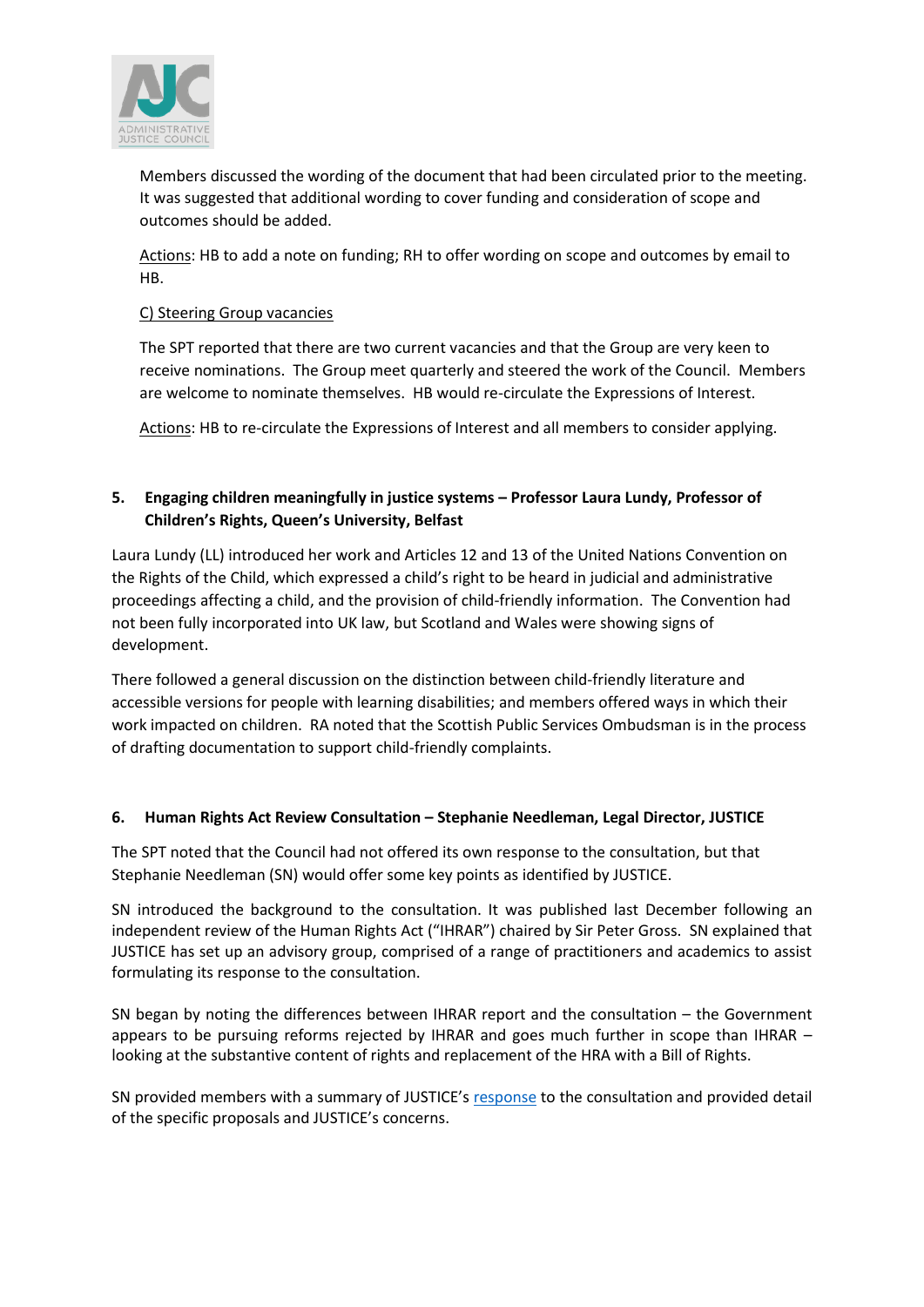Members discussed the wording of the document that had been circulated prior to the meeting. It was suggested that additional wording to cover funding and consideration of scope and outcomes should be added.

Actions: HB to add a note on funding; RH to offer wording on scope and outcomes by email to HB.

C) Steering Group vacancies

The SPT reported that there are two current vacancies and that the Group are very keen to receive nominations. The Group meet quarterly and steered the work of the Council. Members are welcome to nominate themselves. HB would re-circulate the Expressions of Interest.

Actions: HB to re-circulate the Expressions of Interest and all members to consider applying.

## 5. Engaging children meaningfully in justice systems – Professor Laura Lundy, Professor of Children's Rights, Queen's University, Belfast

Laura Lundy (LL) introduced her work and Articles 12 and 13 of the United Nations Convention on the Rights of the Child, which expressed a child's right to be heard in judicial and administrative proceedings affecting a child, and the provision of child-friendly information. The Convention had not been fully incorporated into UK law, but Scotland and Wales were showing signs of development.

There followed a general discussion on the distinction between child-friendly literature and accessible versions for people with learning disabilities; and members offered ways in which their work impacted on children. RA noted that the Scottish Public Services Ombudsman is in the process of drafting documentation to support child-friendly complaints.

## 6. Human Rights Act Review Consultation – Stephanie Needleman, Legal Director, JUSTICE

The SPT noted that the Council had not offered its own response to the consultation, but that Stephanie Needleman (SN) would offer some key points as identified by JUSTICE.

SN introduced the background to the consultation. It was published last December following an independent review of the Human Rights Act ("IHRAR") chaired by Sir Peter Gross. SN explained that JUSTICE has set up an advisory group, comprised of a range of practitioners and academics to assist formulating its response to the consultation.

SN began by noting the differences between IHRAR report and the consultation – the Government appears to be pursuing reforms rejected by IHRAR and goes much further in scope than IHRAR – looking at the substantive content of rights and replacement of the HRA with a Bill of Rights.

SN provided members with a summary of JUSTICE's response to the consultation and provided detail of the specific proposals and JUSTICE's concerns.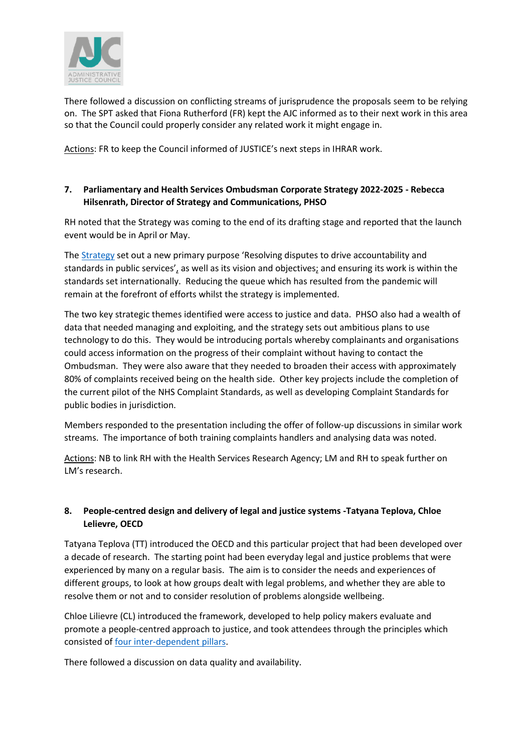There followed a discussion on conflicting streams of jurisprudence the proposals seem to be relying on. The SPT asked that Fiona Rutherford (FR) kept the AJC informed as to their next work in this area so that the Council could properly consider any related work it might engage in.

Actions: FR to keep the Council informed of JUSTICE's next steps in IHRAR work.

**7. Parliamentary and Health Services Ombudsman Corporate Strategy 2022-2025 - Rebecca Hilsenrath, Director of Strategy and Communications, PHSO**

RH noted that the Strategy was coming to the end of its drafting stage and reported that the launch event would be in April or May.

The Strategy set out a new primary purpose 'Resolving disputes to drive accountability and standards in public services', as well as its vision and objectives; and ensuring its work is within the standards set internationally. Reducing the queue which has resulted from the pandemic will remain at the forefront of efforts whilst the strategy is implemented.

The two key strategic themes identified were access to justice and data. PHSO also had a wealth of data that needed managing and exploiting, and the strategy sets out ambitious plans to use technology to do this. They would be introducing portals whereby complainants and organisations could access information on the progress of their complaint without having to contact the Ombudsman. They were also aware that they needed to broaden their access with approximately 80% of complaints received being on the health side. Other key projects include the completion of the current pilot of the NHS Complaint Standards, as well as developing Complaint Standards for public bodies in jurisdiction.

Members responded to the presentation including the offer of follow-up discussions in similar work streams. The importance of both training complaints handlers and analysing data was noted.

Actions: NB to link RH with the Health Services Research Agency; LM and RH to speak further on LM's research.

**8. People-centred design and delivery of legal and justice systems -Tatyana Teplova, Chloe Lelievre, OECD**

Tatyana Teplova (TT) introduced the OECD and this particular project that had been developed over a decade of research. The starting point had been everyday legal and justice problems that were experienced by many on a regular basis. The aim is to consider the needs and experiences of different groups, to look at how groups dealt with legal problems, and whether they are able to resolve them or not and to consider resolution of problems alongside wellbeing.

Chloe Lilievre (CL) introduced the framework, developed to help policy makers evaluate and promote a people-centred approach to justice, and took attendees through the principles which consisted of four inter-dependent pillars.

There followed a discussion on data quality and availability.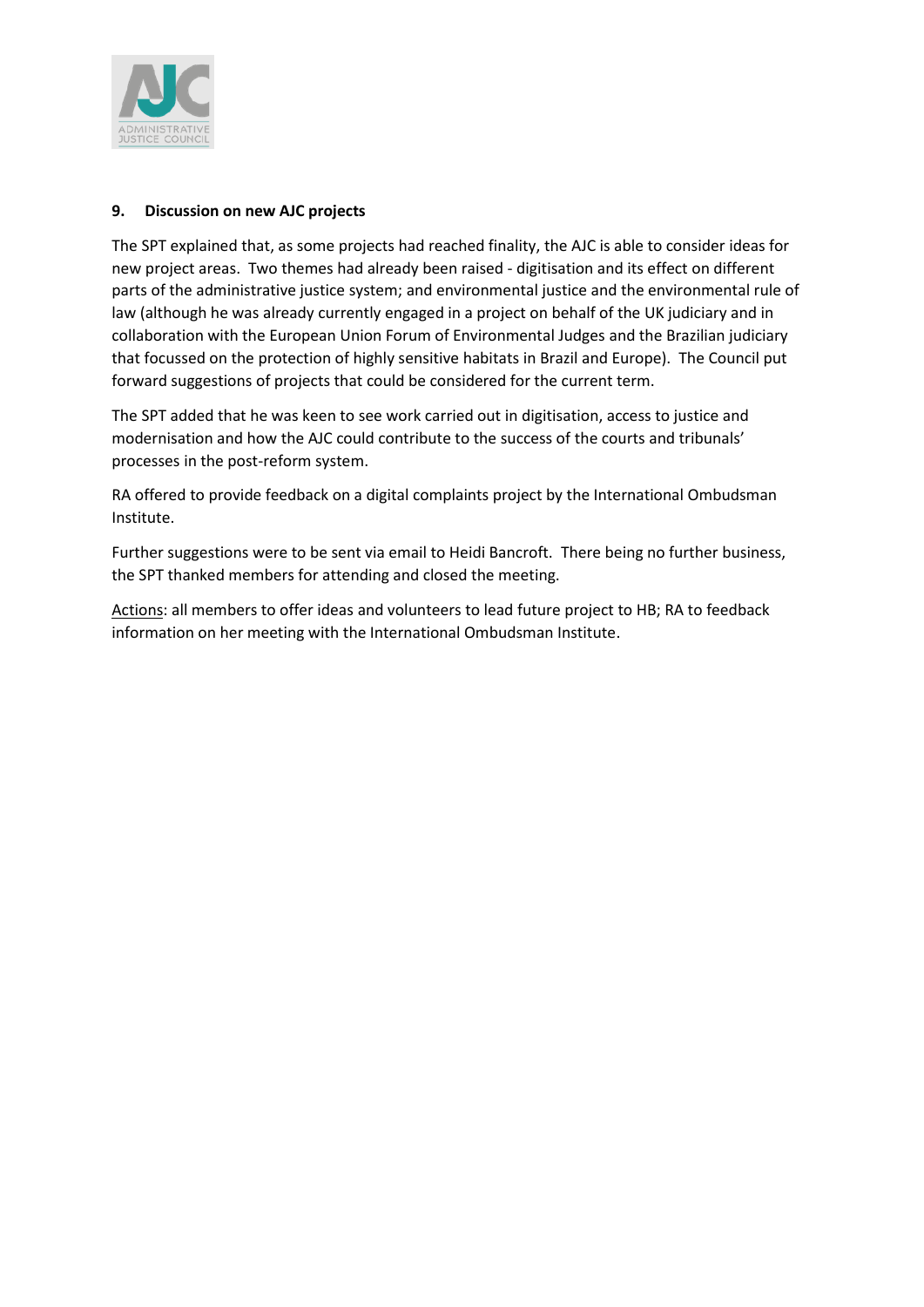### 9. Discussion on new AJC projects

The SPT explained that, as some projects had reached finality, the AJC is able to consider ideas for new project areas. Two themes had already been raised - digitisation and its effect on different parts of the administrative justice system; and environmental justice and the environmental rule of law (although he was already currently engaged in a project on behalf of the UK judiciary and in collaboration with the European Union Forum of Environmental Judges and the Brazilian judiciary that focussed on the protection of highly sensitive habitats in Brazil and Europe). The Council put forward suggestions of projects that could be considered for the current term.

The SPT added that he was keen to see work carried out in digitisation, access to justice and modernisation and how the AJC could contribute to the success of the courts and tribunals' processes in the post-reform system.

RA offered to provide feedback on a digital complaints project by the International Ombudsman Institute.

Further suggestions were to be sent via email to Heidi Bancroft. There being no further business, the SPT thanked members for attending and closed the meeting.

Actions: all members to offer ideas and volunteers to lead future project to HB; RA to feedback information on her meeting with the International Ombudsman Institute.